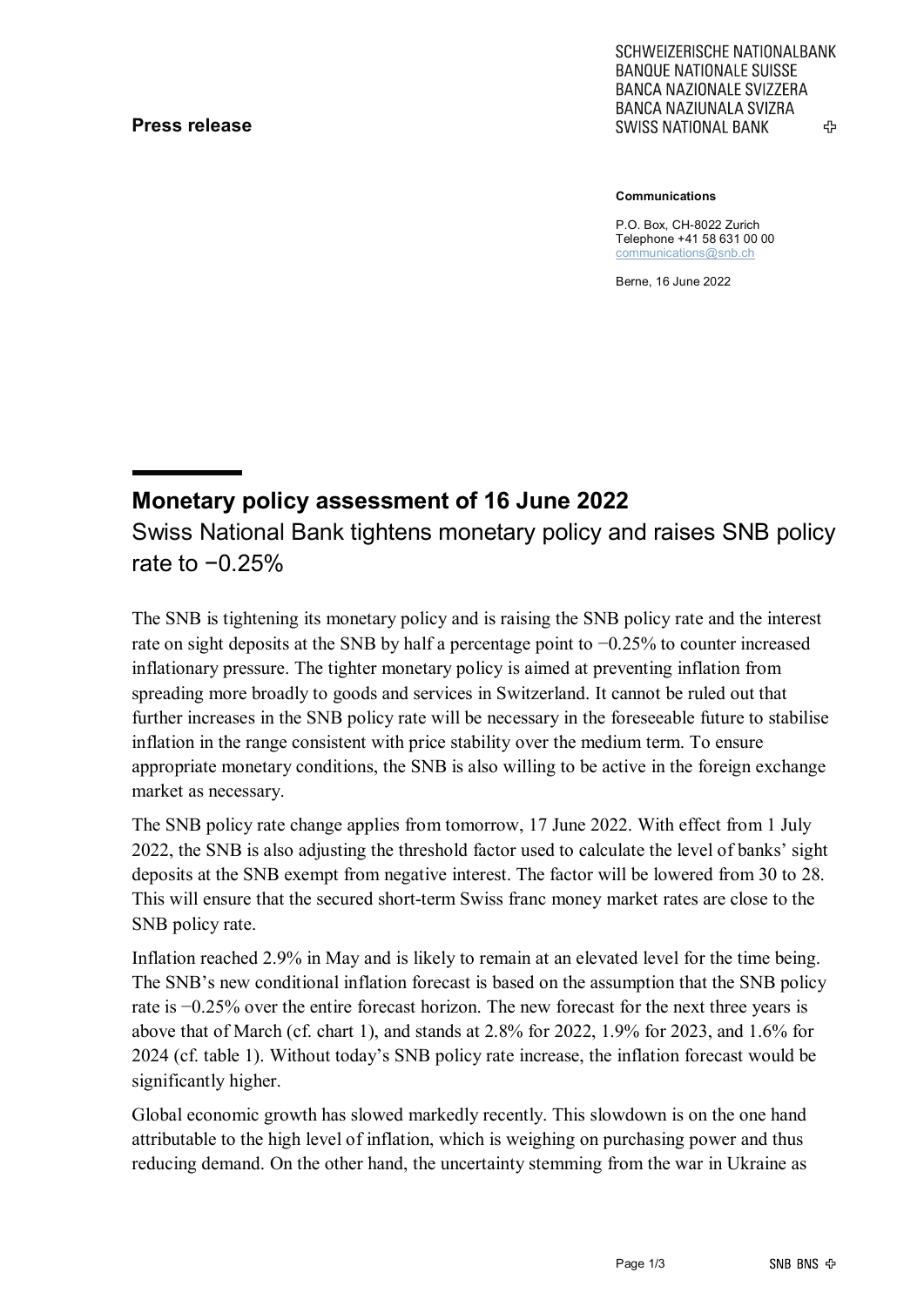**Press release**

SCHWEIZERISCHE NATIONALBANK
BANQUE NATIONALE SUISSE
BANCA NAZIONALE SVIZZERA
BANCA NAZIUNALA SVIZRA
SWISS NATIONAL BANK

**Communications**

P.O. Box, CH-8022 Zurich
Telephone +41 58 631 00 00
communications@snb.ch

Berne, 16 June 2022

# Monetary policy assessment of 16 June 2022

## Swiss National Bank tightens monetary policy and raises SNB policy rate to −0.25%

The SNB is tightening its monetary policy and is raising the SNB policy rate and the interest rate on sight deposits at the SNB by half a percentage point to −0.25% to counter increased inflationary pressure. The tighter monetary policy is aimed at preventing inflation from spreading more broadly to goods and services in Switzerland. It cannot be ruled out that further increases in the SNB policy rate will be necessary in the foreseeable future to stabilise inflation in the range consistent with price stability over the medium term. To ensure appropriate monetary conditions, the SNB is also willing to be active in the foreign exchange market as necessary.

The SNB policy rate change applies from tomorrow, 17 June 2022. With effect from 1 July 2022, the SNB is also adjusting the threshold factor used to calculate the level of banks' sight deposits at the SNB exempt from negative interest. The factor will be lowered from 30 to 28. This will ensure that the secured short-term Swiss franc money market rates are close to the SNB policy rate.

Inflation reached 2.9% in May and is likely to remain at an elevated level for the time being. The SNB's new conditional inflation forecast is based on the assumption that the SNB policy rate is −0.25% over the entire forecast horizon. The new forecast for the next three years is above that of March (cf. chart 1), and stands at 2.8% for 2022, 1.9% for 2023, and 1.6% for 2024 (cf. table 1). Without today's SNB policy rate increase, the inflation forecast would be significantly higher.

Global economic growth has slowed markedly recently. This slowdown is on the one hand attributable to the high level of inflation, which is weighing on purchasing power and thus reducing demand. On the other hand, the uncertainty stemming from the war in Ukraine as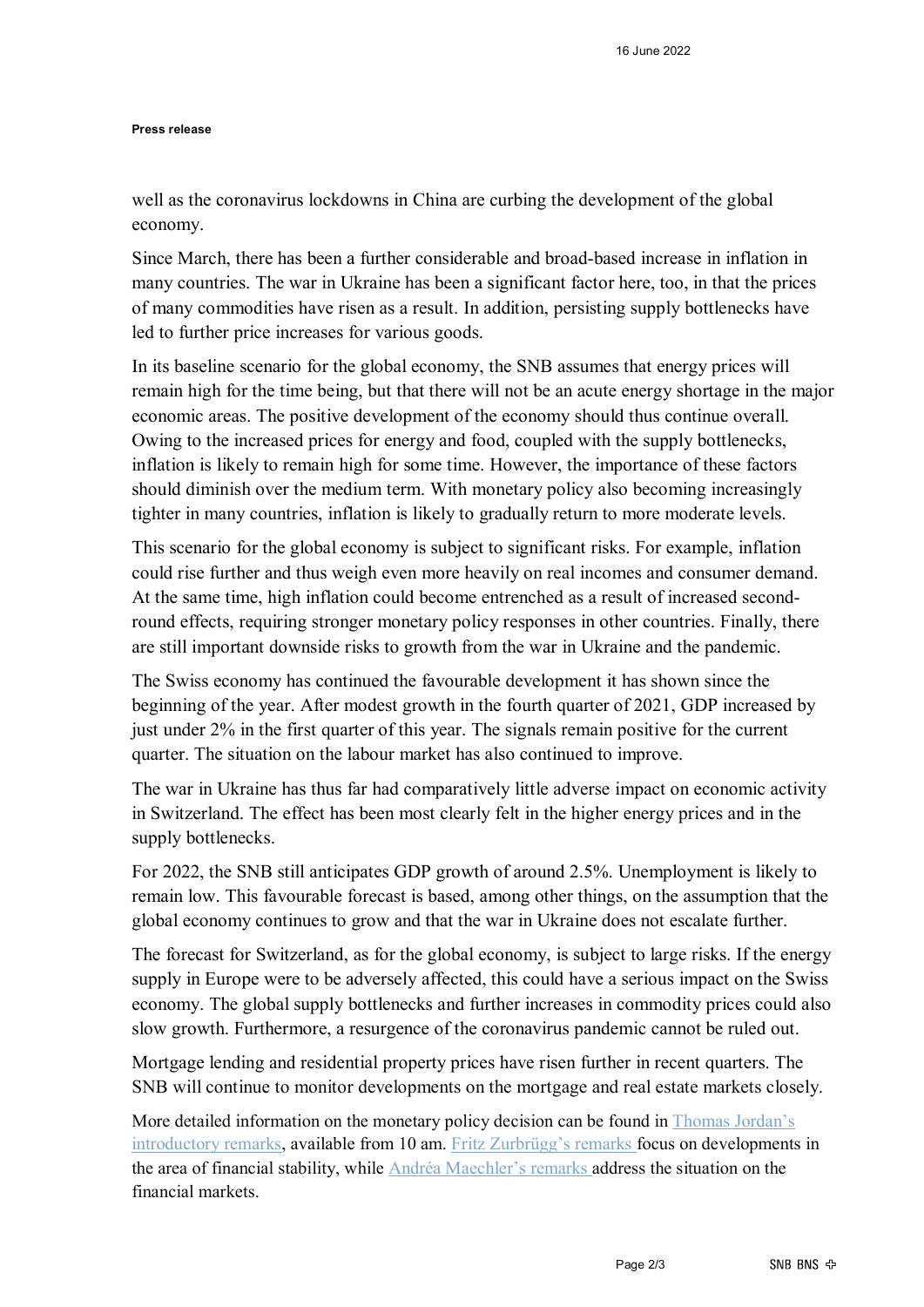well as the coronavirus lockdowns in China are curbing the development of the global economy.

Since March, there has been a further considerable and broad-based increase in inflation in many countries. The war in Ukraine has been a significant factor here, too, in that the prices of many commodities have risen as a result. In addition, persisting supply bottlenecks have led to further price increases for various goods.

In its baseline scenario for the global economy, the SNB assumes that energy prices will remain high for the time being, but that there will not be an acute energy shortage in the major economic areas. The positive development of the economy should thus continue overall. Owing to the increased prices for energy and food, coupled with the supply bottlenecks, inflation is likely to remain high for some time. However, the importance of these factors should diminish over the medium term. With monetary policy also becoming increasingly tighter in many countries, inflation is likely to gradually return to more moderate levels.

This scenario for the global economy is subject to significant risks. For example, inflation could rise further and thus weigh even more heavily on real incomes and consumer demand. At the same time, high inflation could become entrenched as a result of increased second-round effects, requiring stronger monetary policy responses in other countries. Finally, there are still important downside risks to growth from the war in Ukraine and the pandemic.

The Swiss economy has continued the favourable development it has shown since the beginning of the year. After modest growth in the fourth quarter of 2021, GDP increased by just under 2% in the first quarter of this year. The signals remain positive for the current quarter. The situation on the labour market has also continued to improve.

The war in Ukraine has thus far had comparatively little adverse impact on economic activity in Switzerland. The effect has been most clearly felt in the higher energy prices and in the supply bottlenecks.

For 2022, the SNB still anticipates GDP growth of around 2.5%. Unemployment is likely to remain low. This favourable forecast is based, among other things, on the assumption that the global economy continues to grow and that the war in Ukraine does not escalate further.

The forecast for Switzerland, as for the global economy, is subject to large risks. If the energy supply in Europe were to be adversely affected, this could have a serious impact on the Swiss economy. The global supply bottlenecks and further increases in commodity prices could also slow growth. Furthermore, a resurgence of the coronavirus pandemic cannot be ruled out.

Mortgage lending and residential property prices have risen further in recent quarters. The SNB will continue to monitor developments on the mortgage and real estate markets closely.

More detailed information on the monetary policy decision can be found in Thomas Jordan's introductory remarks, available from 10 am. Fritz Zurbrügg's remarks focus on developments in the area of financial stability, while Andréa Maechler's remarks address the situation on the financial markets.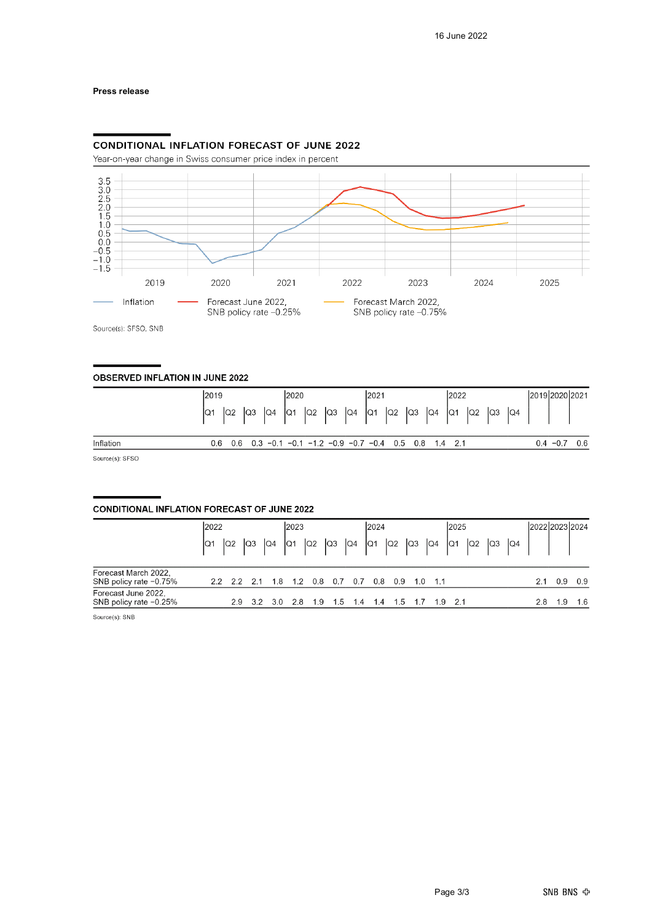16 June 2022

**Press release**

## CONDITIONAL INFLATION FORECAST OF JUNE 2022

Year-on-year change in Swiss consumer price index in percent

3.5
3.0
2.5
2.0
1.5
1.0
0.5
0.0
−0.5
−1.0
−1.5

2019 2020 2021 2022 2023 2024 2025

Inflation
Forecast June 2022, SNB policy rate −0.25%
Forecast March 2022, SNB policy rate −0.75%

Source(s): SFSO, SNB

## OBSERVED INFLATION IN JUNE 2022

| | 2019 | | | | 2020 | | | | 2021 | | | | 2022 | | | | 2019 | 2020 | 2021 |
|---|---|---|---|---|---|---|---|---|---|---|---|---|---|---|---|---|---|---|---|
| | Q1 | Q2 | Q3 | Q4 | Q1 | Q2 | Q3 | Q4 | Q1 | Q2 | Q3 | Q4 | Q1 | Q2 | Q3 | Q4 | | | |
| Inflation | 0.6 | 0.6 | 0.3 | −0.1 | −0.1 | −1.2 | −0.9 | −0.7 | −0.4 | 0.5 | 0.8 | 1.4 | 2.1 | | | | 0.4 | −0.7 | 0.6 |

Source(s): SFSO

## CONDITIONAL INFLATION FORECAST OF JUNE 2022

| | 2022 | | | | 2023 | | | | 2024 | | | | 2025 | | | | 2022 | 2023 | 2024 |
|---|---|---|---|---|---|---|---|---|---|---|---|---|---|---|---|---|---|---|---|
| | Q1 | Q2 | Q3 | Q4 | Q1 | Q2 | Q3 | Q4 | Q1 | Q2 | Q3 | Q4 | Q1 | Q2 | Q3 | Q4 | | | |
| Forecast March 2022, SNB policy rate −0.75% | 2.2 | 2.2 | 2.1 | 1.8 | 1.2 | 0.8 | 0.7 | 0.7 | 0.8 | 0.9 | 1.0 | 1.1 | | | | | 2.1 | 0.9 | 0.9 |
| Forecast June 2022, SNB policy rate −0.25% | | 2.9 | 3.2 | 3.0 | 2.8 | 1.9 | 1.5 | 1.4 | 1.4 | 1.5 | 1.7 | 1.9 | 2.1 | | | | 2.8 | 1.9 | 1.6 |

Source(s): SNB